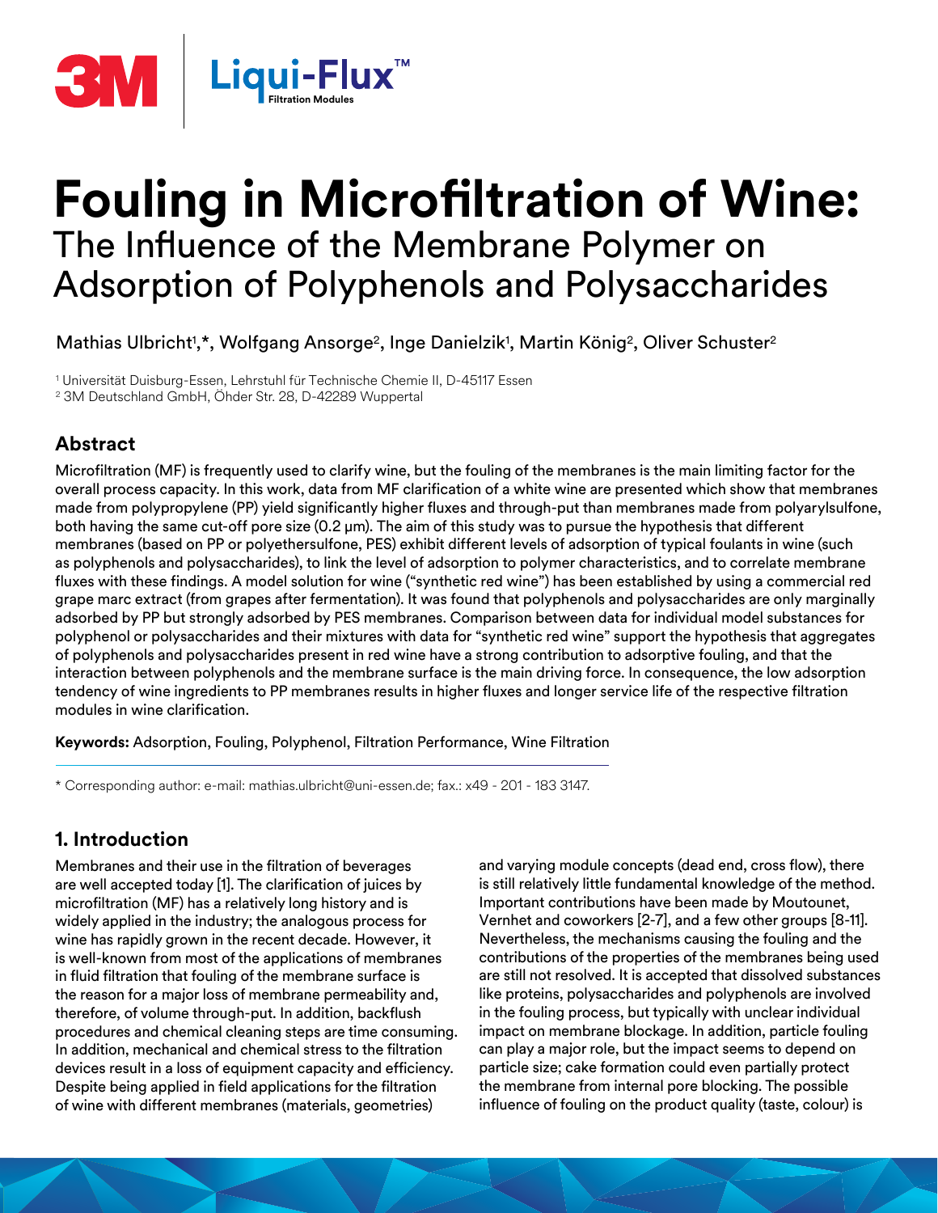3M Liqui-Flux™ Filtration Modules

# Fouling in Microfiltration of Wine:
## The Influence of the Membrane Polymer on Adsorption of Polyphenols and Polysaccharides

Mathias Ulbricht[1],*, Wolfgang Ansorge[2], Inge Danielzik[1], Martin König[2], Oliver Schuster[2]

[1] Universität Duisburg-Essen, Lehrstuhl für Technische Chemie II, D-45117 Essen
[2] 3M Deutschland GmbH, Öhder Str. 28, D-42289 Wuppertal

## Abstract

Microfiltration (MF) is frequently used to clarify wine, but the fouling of the membranes is the main limiting factor for the overall process capacity. In this work, data from MF clarification of a white wine are presented which show that membranes made from polypropylene (PP) yield significantly higher fluxes and through-put than membranes made from polyarylsulfone, both having the same cut-off pore size (0.2 µm). The aim of this study was to pursue the hypothesis that different membranes (based on PP or polyethersulfone, PES) exhibit different levels of adsorption of typical foulants in wine (such as polyphenols and polysaccharides), to link the level of adsorption to polymer characteristics, and to correlate membrane fluxes with these findings. A model solution for wine ("synthetic red wine") has been established by using a commercial red grape marc extract (from grapes after fermentation). It was found that polyphenols and polysaccharides are only marginally adsorbed by PP but strongly adsorbed by PES membranes. Comparison between data for individual model substances for polyphenol or polysaccharides and their mixtures with data for "synthetic red wine" support the hypothesis that aggregates of polyphenols and polysaccharides present in red wine have a strong contribution to adsorptive fouling, and that the interaction between polyphenols and the membrane surface is the main driving force. In consequence, the low adsorption tendency of wine ingredients to PP membranes results in higher fluxes and longer service life of the respective filtration modules in wine clarification.

**Keywords:** Adsorption, Fouling, Polyphenol, Filtration Performance, Wine Filtration

* Corresponding author: e-mail: mathias.ulbricht@uni-essen.de; fax.: x49 - 201 - 183 3147.

## 1. Introduction

Membranes and their use in the filtration of beverages are well accepted today [1]. The clarification of juices by microfiltration (MF) has a relatively long history and is widely applied in the industry; the analogous process for wine has rapidly grown in the recent decade. However, it is well-known from most of the applications of membranes in fluid filtration that fouling of the membrane surface is the reason for a major loss of membrane permeability and, therefore, of volume through-put. In addition, backflush procedures and chemical cleaning steps are time consuming. In addition, mechanical and chemical stress to the filtration devices result in a loss of equipment capacity and efficiency. Despite being applied in field applications for the filtration of wine with different membranes (materials, geometries) and varying module concepts (dead end, cross flow), there is still relatively little fundamental knowledge of the method. Important contributions have been made by Moutounet, Vernhet and coworkers [2-7], and a few other groups [8-11]. Nevertheless, the mechanisms causing the fouling and the contributions of the properties of the membranes being used are still not resolved. It is accepted that dissolved substances like proteins, polysaccharides and polyphenols are involved in the fouling process, but typically with unclear individual impact on membrane blockage. In addition, particle fouling can play a major role, but the impact seems to depend on particle size; cake formation could even partially protect the membrane from internal pore blocking. The possible influence of fouling on the product quality (taste, colour) is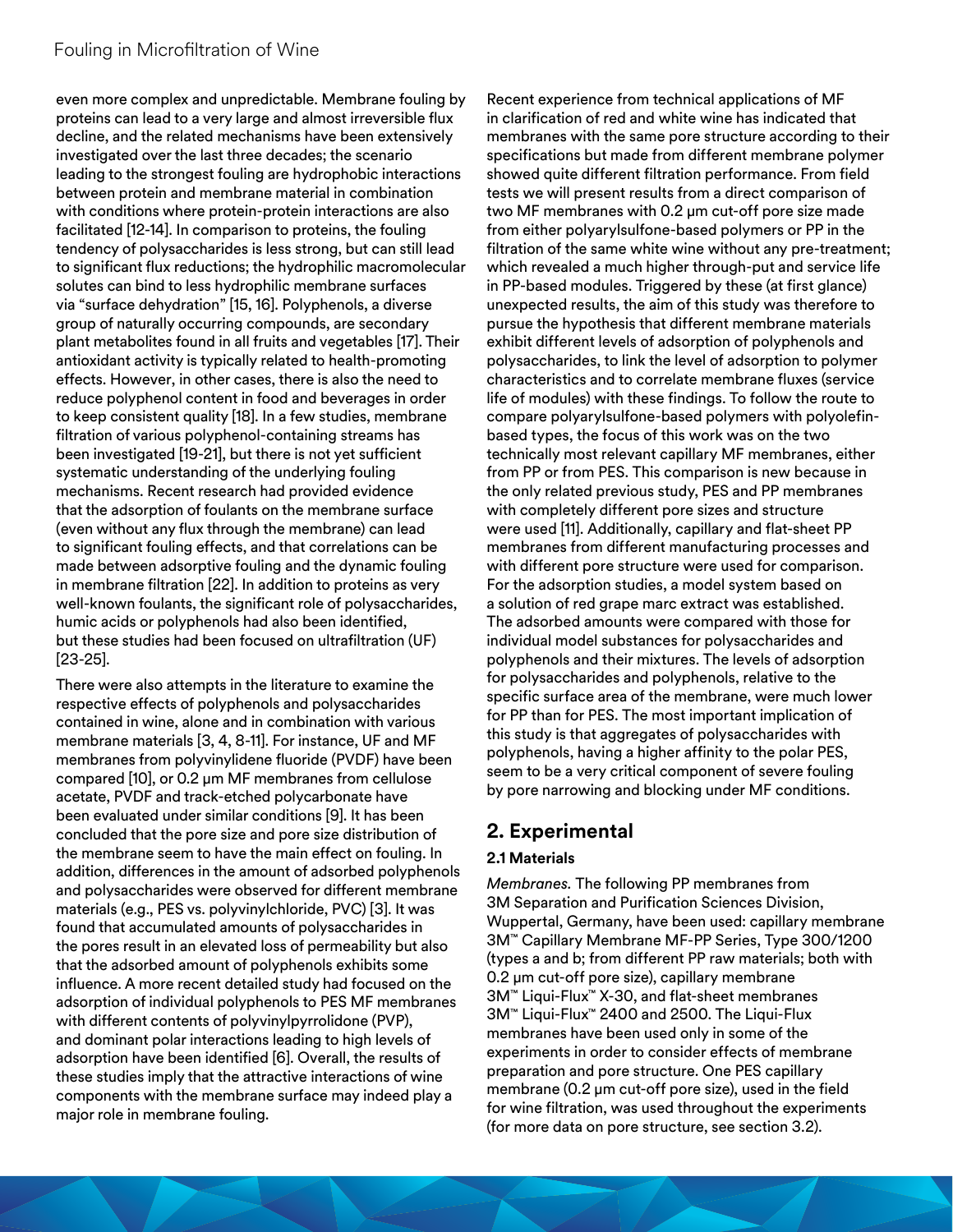even more complex and unpredictable. Membrane fouling by proteins can lead to a very large and almost irreversible flux decline, and the related mechanisms have been extensively investigated over the last three decades; the scenario leading to the strongest fouling are hydrophobic interactions between protein and membrane material in combination with conditions where protein-protein interactions are also facilitated [12-14]. In comparison to proteins, the fouling tendency of polysaccharides is less strong, but can still lead to significant flux reductions; the hydrophilic macromolecular solutes can bind to less hydrophilic membrane surfaces via "surface dehydration" [15, 16]. Polyphenols, a diverse group of naturally occurring compounds, are secondary plant metabolites found in all fruits and vegetables [17]. Their antioxidant activity is typically related to health-promoting effects. However, in other cases, there is also the need to reduce polyphenol content in food and beverages in order to keep consistent quality [18]. In a few studies, membrane filtration of various polyphenol-containing streams has been investigated [19-21], but there is not yet sufficient systematic understanding of the underlying fouling mechanisms. Recent research had provided evidence that the adsorption of foulants on the membrane surface (even without any flux through the membrane) can lead to significant fouling effects, and that correlations can be made between adsorptive fouling and the dynamic fouling in membrane filtration [22]. In addition to proteins as very well-known foulants, the significant role of polysaccharides, humic acids or polyphenols had also been identified, but these studies had been focused on ultrafiltration (UF) [23-25].

There were also attempts in the literature to examine the respective effects of polyphenols and polysaccharides contained in wine, alone and in combination with various membrane materials [3, 4, 8-11]. For instance, UF and MF membranes from polyvinylidene fluoride (PVDF) have been compared [10], or 0.2 µm MF membranes from cellulose acetate, PVDF and track-etched polycarbonate have been evaluated under similar conditions [9]. It has been concluded that the pore size and pore size distribution of the membrane seem to have the main effect on fouling. In addition, differences in the amount of adsorbed polyphenols and polysaccharides were observed for different membrane materials (e.g., PES vs. polyvinylchloride, PVC) [3]. It was found that accumulated amounts of polysaccharides in the pores result in an elevated loss of permeability but also that the adsorbed amount of polyphenols exhibits some influence. A more recent detailed study had focused on the adsorption of individual polyphenols to PES MF membranes with different contents of polyvinylpyrrolidone (PVP), and dominant polar interactions leading to high levels of adsorption have been identified [6]. Overall, the results of these studies imply that the attractive interactions of wine components with the membrane surface may indeed play a major role in membrane fouling.

Recent experience from technical applications of MF in clarification of red and white wine has indicated that membranes with the same pore structure according to their specifications but made from different membrane polymer showed quite different filtration performance. From field tests we will present results from a direct comparison of two MF membranes with 0.2 µm cut-off pore size made from either polyarylsulfone-based polymers or PP in the filtration of the same white wine without any pre-treatment; which revealed a much higher through-put and service life in PP-based modules. Triggered by these (at first glance) unexpected results, the aim of this study was therefore to pursue the hypothesis that different membrane materials exhibit different levels of adsorption of polyphenols and polysaccharides, to link the level of adsorption to polymer characteristics and to correlate membrane fluxes (service life of modules) with these findings. To follow the route to compare polyarylsulfone-based polymers with polyolefin-based types, the focus of this work was on the two technically most relevant capillary MF membranes, either from PP or from PES. This comparison is new because in the only related previous study, PES and PP membranes with completely different pore sizes and structure were used [11]. Additionally, capillary and flat-sheet PP membranes from different manufacturing processes and with different pore structure were used for comparison. For the adsorption studies, a model system based on a solution of red grape marc extract was established. The adsorbed amounts were compared with those for individual model substances for polysaccharides and polyphenols and their mixtures. The levels of adsorption for polysaccharides and polyphenols, relative to the specific surface area of the membrane, were much lower for PP than for PES. The most important implication of this study is that aggregates of polysaccharides with polyphenols, having a higher affinity to the polar PES, seem to be a very critical component of severe fouling by pore narrowing and blocking under MF conditions.

## 2. Experimental

### 2.1 Materials

*Membranes.* The following PP membranes from 3M Separation and Purification Sciences Division, Wuppertal, Germany, have been used: capillary membrane 3M™ Capillary Membrane MF-PP Series, Type 300/1200 (types a and b; from different PP raw materials; both with 0.2 µm cut-off pore size), capillary membrane 3M™ Liqui-Flux™ X-30, and flat-sheet membranes 3M™ Liqui-Flux™ 2400 and 2500. The Liqui-Flux membranes have been used only in some of the experiments in order to consider effects of membrane preparation and pore structure. One PES capillary membrane (0.2 µm cut-off pore size), used in the field for wine filtration, was used throughout the experiments (for more data on pore structure, see section 3.2).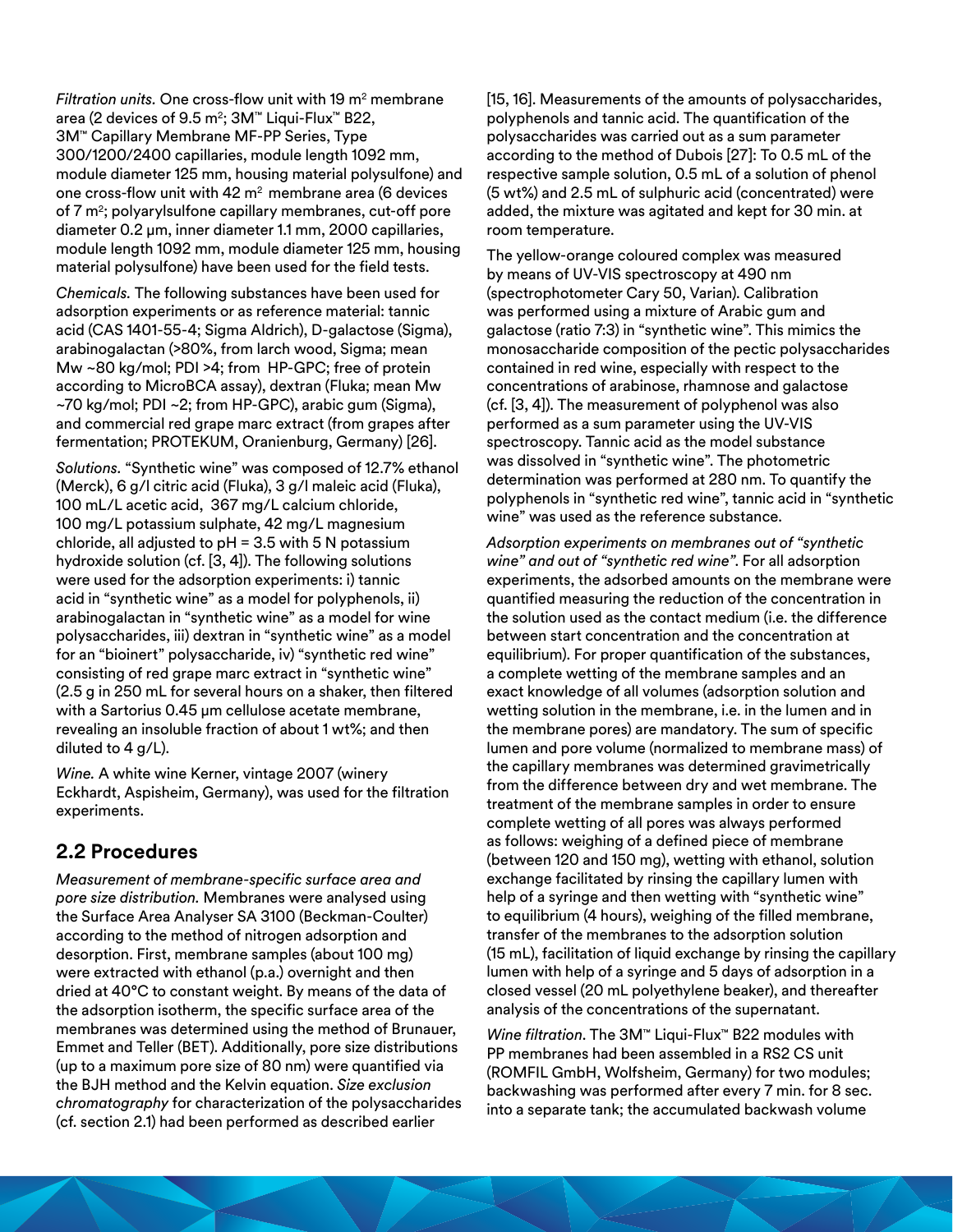*Filtration units.* One cross-flow unit with 19 m$^2$ membrane area (2 devices of 9.5 m$^2$; 3M™ Liqui-Flux™ B22, 3M™ Capillary Membrane MF-PP Series, Type 300/1200/2400 capillaries, module length 1092 mm, module diameter 125 mm, housing material polysulfone) and one cross-flow unit with 42 m$^2$ membrane area (6 devices of 7 m$^2$; polyarylsulfone capillary membranes, cut-off pore diameter 0.2 µm, inner diameter 1.1 mm, 2000 capillaries, module length 1092 mm, module diameter 125 mm, housing material polysulfone) have been used for the field tests.

*Chemicals.* The following substances have been used for adsorption experiments or as reference material: tannic acid (CAS 1401-55-4; Sigma Aldrich), D-galactose (Sigma), arabinogalactan (>80%, from larch wood, Sigma; mean Mw ~80 kg/mol; PDI >4; from HP-GPC; free of protein according to MicroBCA assay), dextran (Fluka; mean Mw ~70 kg/mol; PDI ~2; from HP-GPC), arabic gum (Sigma), and commercial red grape marc extract (from grapes after fermentation; PROTEKUM, Oranienburg, Germany) [26].

*Solutions.* "Synthetic wine" was composed of 12.7% ethanol (Merck), 6 g/l citric acid (Fluka), 3 g/l maleic acid (Fluka), 100 mL/L acetic acid, 367 mg/L calcium chloride, 100 mg/L potassium sulphate, 42 mg/L magnesium chloride, all adjusted to pH = 3.5 with 5 N potassium hydroxide solution (cf. [3, 4]). The following solutions were used for the adsorption experiments: i) tannic acid in "synthetic wine" as a model for polyphenols, ii) arabinogalactan in "synthetic wine" as a model for wine polysaccharides, iii) dextran in "synthetic wine" as a model for an "bioinert" polysaccharide, iv) "synthetic red wine" consisting of red grape marc extract in "synthetic wine" (2.5 g in 250 mL for several hours on a shaker, then filtered with a Sartorius 0.45 µm cellulose acetate membrane, revealing an insoluble fraction of about 1 wt%; and then diluted to 4 g/L).

*Wine.* A white wine Kerner, vintage 2007 (winery Eckhardt, Aspisheim, Germany), was used for the filtration experiments.

## 2.2 Procedures

*Measurement of membrane-specific surface area and pore size distribution.* Membranes were analysed using the Surface Area Analyser SA 3100 (Beckman-Coulter) according to the method of nitrogen adsorption and desorption. First, membrane samples (about 100 mg) were extracted with ethanol (p.a.) overnight and then dried at 40°C to constant weight. By means of the data of the adsorption isotherm, the specific surface area of the membranes was determined using the method of Brunauer, Emmet and Teller (BET). Additionally, pore size distributions (up to a maximum pore size of 80 nm) were quantified via the BJH method and the Kelvin equation. *Size exclusion chromatography* for characterization of the polysaccharides (cf. section 2.1) had been performed as described earlier [15, 16]. Measurements of the amounts of polysaccharides, polyphenols and tannic acid. The quantification of the polysaccharides was carried out as a sum parameter according to the method of Dubois [27]: To 0.5 mL of the respective sample solution, 0.5 mL of a solution of phenol (5 wt%) and 2.5 mL of sulphuric acid (concentrated) were added, the mixture was agitated and kept for 30 min. at room temperature.

The yellow-orange coloured complex was measured by means of UV-VIS spectroscopy at 490 nm (spectrophotometer Cary 50, Varian). Calibration was performed using a mixture of Arabic gum and galactose (ratio 7:3) in "synthetic wine". This mimics the monosaccharide composition of the pectic polysaccharides contained in red wine, especially with respect to the concentrations of arabinose, rhamnose and galactose (cf. [3, 4]). The measurement of polyphenol was also performed as a sum parameter using the UV-VIS spectroscopy. Tannic acid as the model substance was dissolved in "synthetic wine". The photometric determination was performed at 280 nm. To quantify the polyphenols in "synthetic red wine", tannic acid in "synthetic wine" was used as the reference substance.

*Adsorption experiments on membranes out of "synthetic wine" and out of "synthetic red wine".* For all adsorption experiments, the adsorbed amounts on the membrane were quantified measuring the reduction of the concentration in the solution used as the contact medium (i.e. the difference between start concentration and the concentration at equilibrium). For proper quantification of the substances, a complete wetting of the membrane samples and an exact knowledge of all volumes (adsorption solution and wetting solution in the membrane, i.e. in the lumen and in the membrane pores) are mandatory. The sum of specific lumen and pore volume (normalized to membrane mass) of the capillary membranes was determined gravimetrically from the difference between dry and wet membrane. The treatment of the membrane samples in order to ensure complete wetting of all pores was always performed as follows: weighing of a defined piece of membrane (between 120 and 150 mg), wetting with ethanol, solution exchange facilitated by rinsing the capillary lumen with help of a syringe and then wetting with "synthetic wine" to equilibrium (4 hours), weighing of the filled membrane, transfer of the membranes to the adsorption solution (15 mL), facilitation of liquid exchange by rinsing the capillary lumen with help of a syringe and 5 days of adsorption in a closed vessel (20 mL polyethylene beaker), and thereafter analysis of the concentrations of the supernatant.

*Wine filtration.* The 3M™ Liqui-Flux™ B22 modules with PP membranes had been assembled in a RS2 CS unit (ROMFIL GmbH, Wolfsheim, Germany) for two modules; backwashing was performed after every 7 min. for 8 sec. into a separate tank; the accumulated backwash volume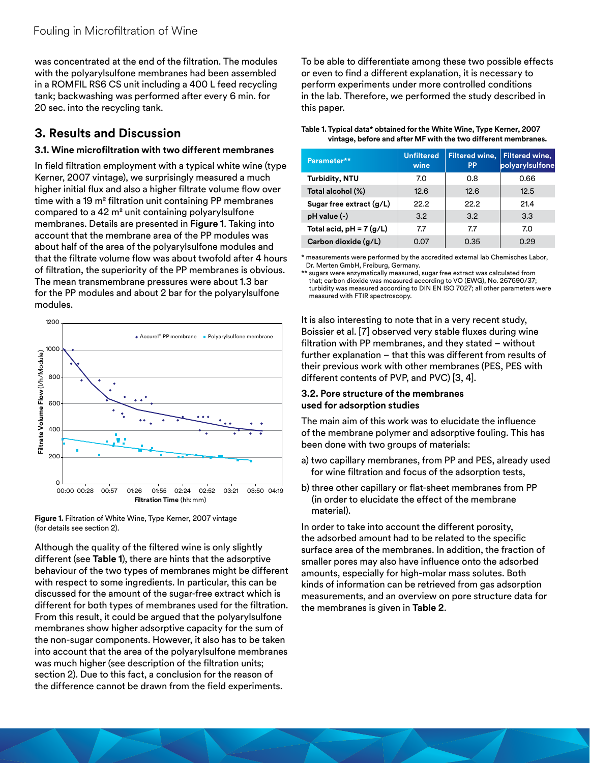was concentrated at the end of the filtration. The modules with the polyarylsulfone membranes had been assembled in a ROMFIL RS6 CS unit including a 400 L feed recycling tank; backwashing was performed after every 6 min. for 20 sec. into the recycling tank.

## 3. Results and Discussion

### 3.1. Wine microfiltration with two different membranes

In field filtration employment with a typical white wine (type Kerner, 2007 vintage), we surprisingly measured a much higher initial flux and also a higher filtrate volume flow over time with a 19 m² filtration unit containing PP membranes compared to a 42 m² unit containing polyarylsulfone membranes. Details are presented in **Figure 1**. Taking into account that the membrane area of the PP modules was about half of the area of the polyarylsulfone modules and that the filtrate volume flow was about twofold after 4 hours of filtration, the superiority of the PP membranes is obvious. The mean transmembrane pressures were about 1.3 bar for the PP modules and about 2 bar for the polyarylsulfone modules.

**Figure 1.** Filtration of White Wine, Type Kerner, 2007 vintage (for details see section 2).

Although the quality of the filtered wine is only slightly different (see **Table 1**), there are hints that the adsorptive behaviour of the two types of membranes might be different with respect to some ingredients. In particular, this can be discussed for the amount of the sugar-free extract which is different for both types of membranes used for the filtration. From this result, it could be argued that the polyarylsulfone membranes show higher adsorptive capacity for the sum of the non-sugar components. However, it also has to be taken into account that the area of the polyarylsulfone membranes was much higher (see description of the filtration units; section 2). Due to this fact, a conclusion for the reason of the difference cannot be drawn from the field experiments.

To be able to differentiate among these two possible effects or even to find a different explanation, it is necessary to perform experiments under more controlled conditions in the lab. Therefore, we performed the study described in this paper.

**Table 1. Typical data* obtained for the White Wine, Type Kerner, 2007 vintage, before and after MF with the two different membranes.**

| Parameter** | Unfiltered wine | Filtered wine, PP | Filtered wine, polyarylsulfone |
|---|---|---|---|
| Turbidity, NTU | 7.0 | 0.8 | 0.66 |
| Total alcohol (%) | 12.6 | 12.6 | 12.5 |
| Sugar free extract (g/L) | 22.2 | 22.2 | 21.4 |
| pH value (-) | 3.2 | 3.2 | 3.3 |
| Total acid, pH = 7 (g/L) | 7.7 | 7.7 | 7.0 |
| Carbon dioxide (g/L) | 0.07 | 0.35 | 0.29 |

\* measurements were performed by the accredited external lab Chemisches Labor, Dr. Merten GmbH, Freiburg, Germany.
\** sugars were enzymatically measured, sugar free extract was calculated from that; carbon dioxide was measured according to VO (EWG), No. 267690/37; turbidity was measured according to DIN EN ISO 7027; all other parameters were measured with FTIR spectroscopy.

It is also interesting to note that in a very recent study, Boissier et al. [7] observed very stable fluxes during wine filtration with PP membranes, and they stated – without further explanation – that this was different from results of their previous work with other membranes (PES, PES with different contents of PVP, and PVC) [3, 4].

### 3.2. Pore structure of the membranes used for adsorption studies

The main aim of this work was to elucidate the influence of the membrane polymer and adsorptive fouling. This has been done with two groups of materials:

a) two capillary membranes, from PP and PES, already used for wine filtration and focus of the adsorption tests,

b) three other capillary or flat-sheet membranes from PP (in order to elucidate the effect of the membrane material).

In order to take into account the different porosity, the adsorbed amount had to be related to the specific surface area of the membranes. In addition, the fraction of smaller pores may also have influence onto the adsorbed amounts, especially for high-molar mass solutes. Both kinds of information can be retrieved from gas adsorption measurements, and an overview on pore structure data for the membranes is given in **Table 2**.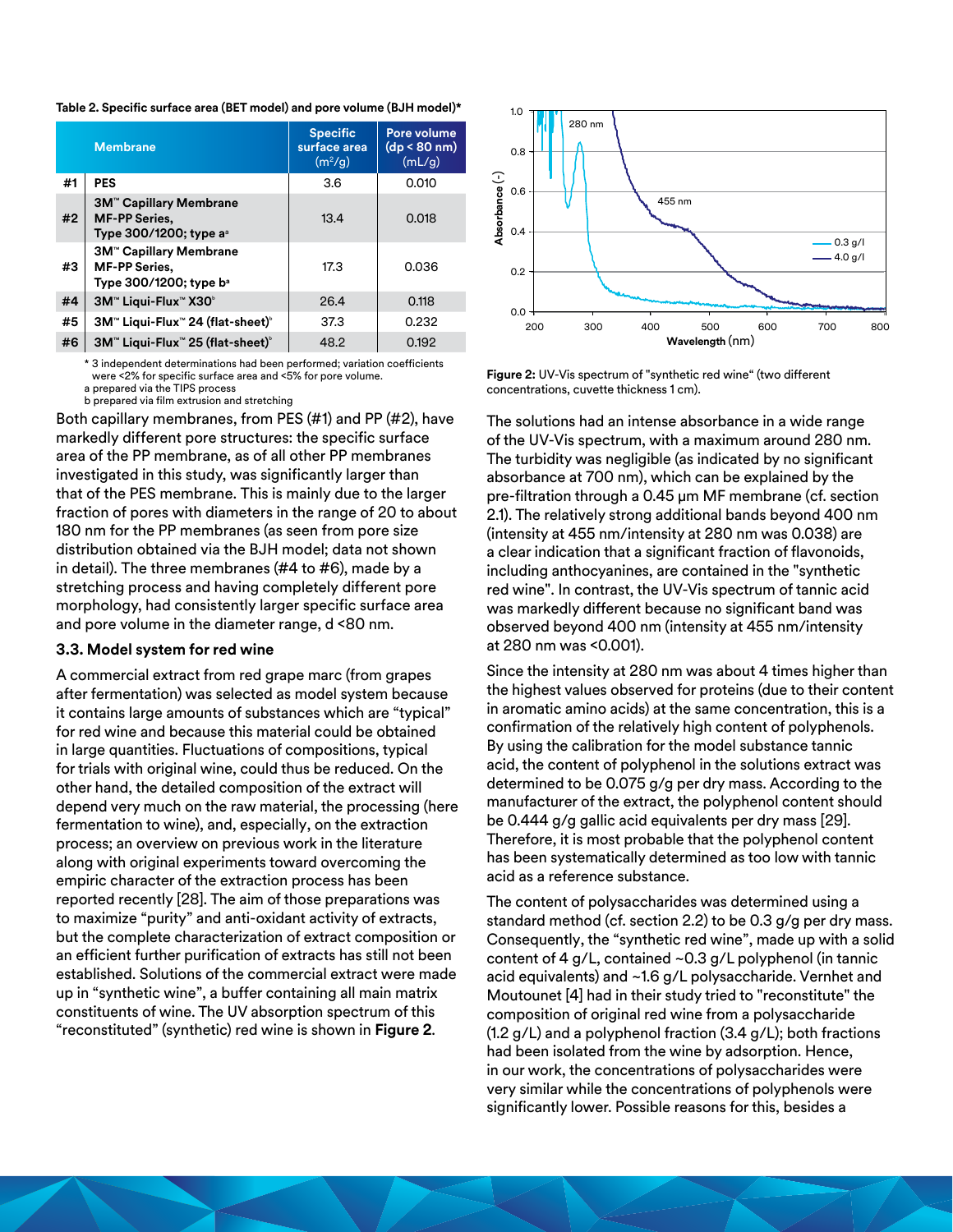**Table 2. Specific surface area (BET model) and pore volume (BJH model)***

| | Membrane | Specific surface area ($m^2$/g) | Pore volume (dp < 80 nm) (mL/g) |
|---|---|---|---|
| #1 | PES | 3.6 | 0.010 |
| #2 | 3M™ Capillary Membrane MF-PP Series, Type 300/1200; type a[a] | 13.4 | 0.018 |
| #3 | 3M™ Capillary Membrane MF-PP Series, Type 300/1200; type b[a] | 17.3 | 0.036 |
| #4 | 3M™ Liqui-Flux™ X30[b] | 26.4 | 0.118 |
| #5 | 3M™ Liqui-Flux™ 24 (flat-sheet)[b] | 37.3 | 0.232 |
| #6 | 3M™ Liqui-Flux™ 25 (flat-sheet)[b] | 48.2 | 0.192 |

* 3 independent determinations had been performed; variation coefficients were <2% for specific surface area and <5% for pore volume.
a prepared via the TIPS process
b prepared via film extrusion and stretching

Both capillary membranes, from PES (#1) and PP (#2), have markedly different pore structures: the specific surface area of the PP membrane, as of all other PP membranes investigated in this study, was significantly larger than that of the PES membrane. This is mainly due to the larger fraction of pores with diameters in the range of 20 to about 180 nm for the PP membranes (as seen from pore size distribution obtained via the BJH model; data not shown in detail). The three membranes (#4 to #6), made by a stretching process and having completely different pore morphology, had consistently larger specific surface area and pore volume in the diameter range, d <80 nm.

### 3.3. Model system for red wine

A commercial extract from red grape marc (from grapes after fermentation) was selected as model system because it contains large amounts of substances which are "typical" for red wine and because this material could be obtained in large quantities. Fluctuations of compositions, typical for trials with original wine, could thus be reduced. On the other hand, the detailed composition of the extract will depend very much on the raw material, the processing (here fermentation to wine), and, especially, on the extraction process; an overview on previous work in the literature along with original experiments toward overcoming the empiric character of the extraction process has been reported recently [28]. The aim of those preparations was to maximize "purity" and anti-oxidant activity of extracts, but the complete characterization of extract composition or an efficient further purification of extracts has still not been established. Solutions of the commercial extract were made up in "synthetic wine", a buffer containing all main matrix constituents of wine. The UV absorption spectrum of this "reconstituted" (synthetic) red wine is shown in **Figure 2**.

**Figure 2:** UV-Vis spectrum of "synthetic red wine" (two different concentrations, cuvette thickness 1 cm).

The solutions had an intense absorbance in a wide range of the UV-Vis spectrum, with a maximum around 280 nm. The turbidity was negligible (as indicated by no significant absorbance at 700 nm), which can be explained by the pre-filtration through a 0.45 µm MF membrane (cf. section 2.1). The relatively strong additional bands beyond 400 nm (intensity at 455 nm/intensity at 280 nm was 0.038) are a clear indication that a significant fraction of flavonoids, including anthocyanines, are contained in the "synthetic red wine". In contrast, the UV-Vis spectrum of tannic acid was markedly different because no significant band was observed beyond 400 nm (intensity at 455 nm/intensity at 280 nm was <0.001).

Since the intensity at 280 nm was about 4 times higher than the highest values observed for proteins (due to their content in aromatic amino acids) at the same concentration, this is a confirmation of the relatively high content of polyphenols. By using the calibration for the model substance tannic acid, the content of polyphenol in the solutions extract was determined to be 0.075 g/g per dry mass. According to the manufacturer of the extract, the polyphenol content should be 0.444 g/g gallic acid equivalents per dry mass [29]. Therefore, it is most probable that the polyphenol content has been systematically determined as too low with tannic acid as a reference substance.

The content of polysaccharides was determined using a standard method (cf. section 2.2) to be 0.3 g/g per dry mass. Consequently, the "synthetic red wine", made up with a solid content of 4 g/L, contained ~0.3 g/L polyphenol (in tannic acid equivalents) and ~1.6 g/L polysaccharide. Vernhet and Moutounet [4] had in their study tried to "reconstitute" the composition of original red wine from a polysaccharide (1.2 g/L) and a polyphenol fraction (3.4 g/L); both fractions had been isolated from the wine by adsorption. Hence, in our work, the concentrations of polysaccharides were very similar while the concentrations of polyphenols were significantly lower. Possible reasons for this, besides a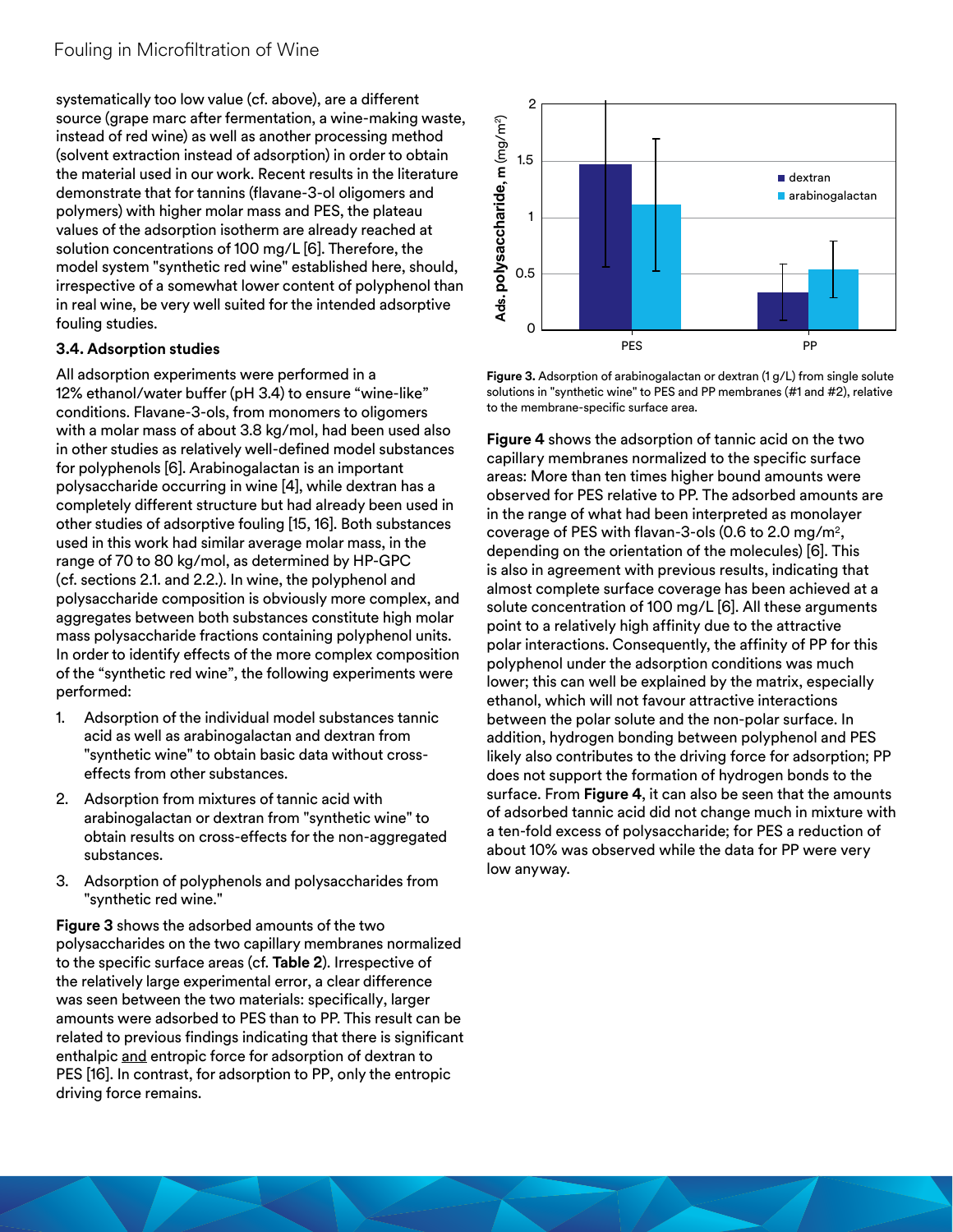systematically too low value (cf. above), are a different source (grape marc after fermentation, a wine-making waste, instead of red wine) as well as another processing method (solvent extraction instead of adsorption) in order to obtain the material used in our work. Recent results in the literature demonstrate that for tannins (flavane-3-ol oligomers and polymers) with higher molar mass and PES, the plateau values of the adsorption isotherm are already reached at solution concentrations of 100 mg/L [6]. Therefore, the model system "synthetic red wine" established here, should, irrespective of a somewhat lower content of polyphenol than in real wine, be very well suited for the intended adsorptive fouling studies.

### 3.4. Adsorption studies

All adsorption experiments were performed in a 12% ethanol/water buffer (pH 3.4) to ensure "wine-like" conditions. Flavane-3-ols, from monomers to oligomers with a molar mass of about 3.8 kg/mol, had been used also in other studies as relatively well-defined model substances for polyphenols [6]. Arabinogalactan is an important polysaccharide occurring in wine [4], while dextran has a completely different structure but had already been used in other studies of adsorptive fouling [15, 16]. Both substances used in this work had similar average molar mass, in the range of 70 to 80 kg/mol, as determined by HP-GPC (cf. sections 2.1. and 2.2.). In wine, the polyphenol and polysaccharide composition is obviously more complex, and aggregates between both substances constitute high molar mass polysaccharide fractions containing polyphenol units. In order to identify effects of the more complex composition of the "synthetic red wine", the following experiments were performed:

1. Adsorption of the individual model substances tannic acid as well as arabinogalactan and dextran from "synthetic wine" to obtain basic data without cross-effects from other substances.
2. Adsorption from mixtures of tannic acid with arabinogalactan or dextran from "synthetic wine" to obtain results on cross-effects for the non-aggregated substances.
3. Adsorption of polyphenols and polysaccharides from "synthetic red wine."

**Figure 3** shows the adsorbed amounts of the two polysaccharides on the two capillary membranes normalized to the specific surface areas (cf. **Table 2**). Irrespective of the relatively large experimental error, a clear difference was seen between the two materials: specifically, larger amounts were adsorbed to PES than to PP. This result can be related to previous findings indicating that there is significant enthalpic and entropic force for adsorption of dextran to PES [16]. In contrast, for adsorption to PP, only the entropic driving force remains.

**Figure 3.** Adsorption of arabinogalactan or dextran (1 g/L) from single solute solutions in "synthetic wine" to PES and PP membranes (#1 and #2), relative to the membrane-specific surface area.

**Figure 4** shows the adsorption of tannic acid on the two capillary membranes normalized to the specific surface areas: More than ten times higher bound amounts were observed for PES relative to PP. The adsorbed amounts are in the range of what had been interpreted as monolayer coverage of PES with flavan-3-ols (0.6 to 2.0 mg/m$^2$, depending on the orientation of the molecules) [6]. This is also in agreement with previous results, indicating that almost complete surface coverage has been achieved at a solute concentration of 100 mg/L [6]. All these arguments point to a relatively high affinity due to the attractive polar interactions. Consequently, the affinity of PP for this polyphenol under the adsorption conditions was much lower; this can well be explained by the matrix, especially ethanol, which will not favour attractive interactions between the polar solute and the non-polar surface. In addition, hydrogen bonding between polyphenol and PES likely also contributes to the driving force for adsorption; PP does not support the formation of hydrogen bonds to the surface. From **Figure 4**, it can also be seen that the amounts of adsorbed tannic acid did not change much in mixture with a ten-fold excess of polysaccharide; for PES a reduction of about 10% was observed while the data for PP were very low anyway.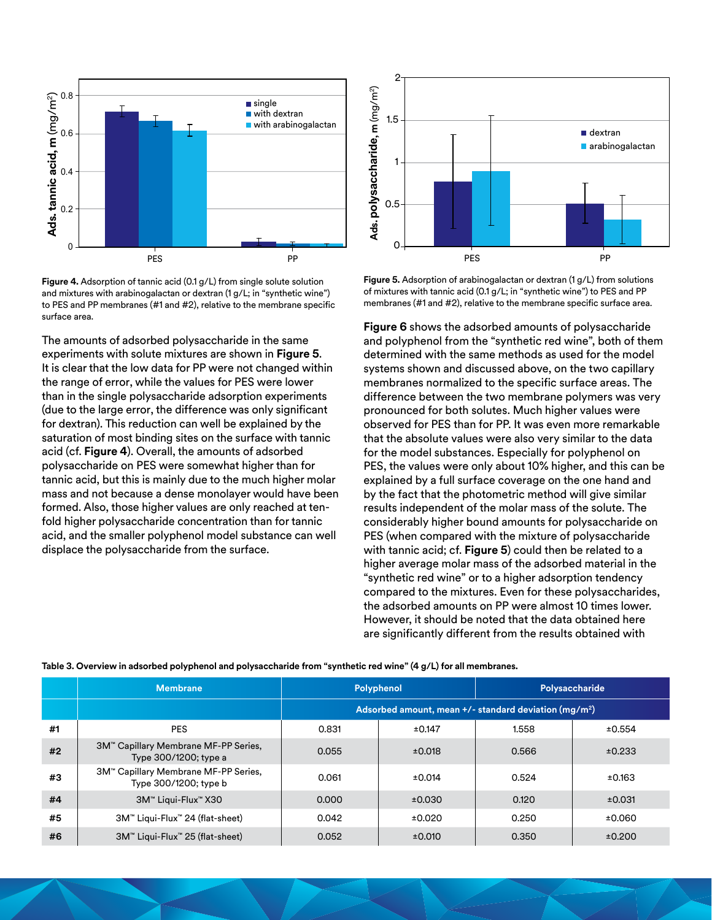**Figure 4.** Adsorption of tannic acid (0.1 g/L) from single solute solution and mixtures with arabinogalactan or dextran (1 g/L; in "synthetic wine") to PES and PP membranes (#1 and #2), relative to the membrane specific surface area.

**Figure 5.** Adsorption of arabinogalactan or dextran (1 g/L) from solutions of mixtures with tannic acid (0.1 g/L; in "synthetic wine") to PES and PP membranes (#1 and #2), relative to the membrane specific surface area.

The amounts of adsorbed polysaccharide in the same experiments with solute mixtures are shown in **Figure 5**. It is clear that the low data for PP were not changed within the range of error, while the values for PES were lower than in the single polysaccharide adsorption experiments (due to the large error, the difference was only significant for dextran). This reduction can well be explained by the saturation of most binding sites on the surface with tannic acid (cf. **Figure 4**). Overall, the amounts of adsorbed polysaccharide on PES were somewhat higher than for tannic acid, but this is mainly due to the much higher molar mass and not because a dense monolayer would have been formed. Also, those higher values are only reached at ten-fold higher polysaccharide concentration than for tannic acid, and the smaller polyphenol model substance can well displace the polysaccharide from the surface.

**Figure 6** shows the adsorbed amounts of polysaccharide and polyphenol from the "synthetic red wine", both of them determined with the same methods as used for the model systems shown and discussed above, on the two capillary membranes normalized to the specific surface areas. The difference between the two membrane polymers was very pronounced for both solutes. Much higher values were observed for PES than for PP. It was even more remarkable that the absolute values were also very similar to the data for the model substances. Especially for polyphenol on PES, the values were only about 10% higher, and this can be explained by a full surface coverage on the one hand and by the fact that the photometric method will give similar results independent of the molar mass of the solute. The considerably higher bound amounts for polysaccharide on PES (when compared with the mixture of polysaccharide with tannic acid; cf. **Figure 5**) could then be related to a higher average molar mass of the adsorbed material in the "synthetic red wine" or to a higher adsorption tendency compared to the mixtures. Even for these polysaccharides, the adsorbed amounts on PP were almost 10 times lower. However, it should be noted that the data obtained here are significantly different from the results obtained with

**Table 3. Overview in adsorbed polyphenol and polysaccharide from "synthetic red wine" (4 g/L) for all membranes.**

| | Membrane | Polyphenol | | Polysaccharide | |
|---|---|---|---|---|---|
| | | Adsorbed amount, mean +/- standard deviation (mg/m²) | | | |
| **#1** | PES | 0.831 | ±0.147 | 1.558 | ±0.554 |
| **#2** | 3M™ Capillary Membrane MF-PP Series, Type 300/1200; type a | 0.055 | ±0.018 | 0.566 | ±0.233 |
| **#3** | 3M™ Capillary Membrane MF-PP Series, Type 300/1200; type b | 0.061 | ±0.014 | 0.524 | ±0.163 |
| **#4** | 3M™ Liqui-Flux™ X30 | 0.000 | ±0.030 | 0.120 | ±0.031 |
| **#5** | 3M™ Liqui-Flux™ 24 (flat-sheet) | 0.042 | ±0.020 | 0.250 | ±0.060 |
| **#6** | 3M™ Liqui-Flux™ 25 (flat-sheet) | 0.052 | ±0.010 | 0.350 | ±0.200 |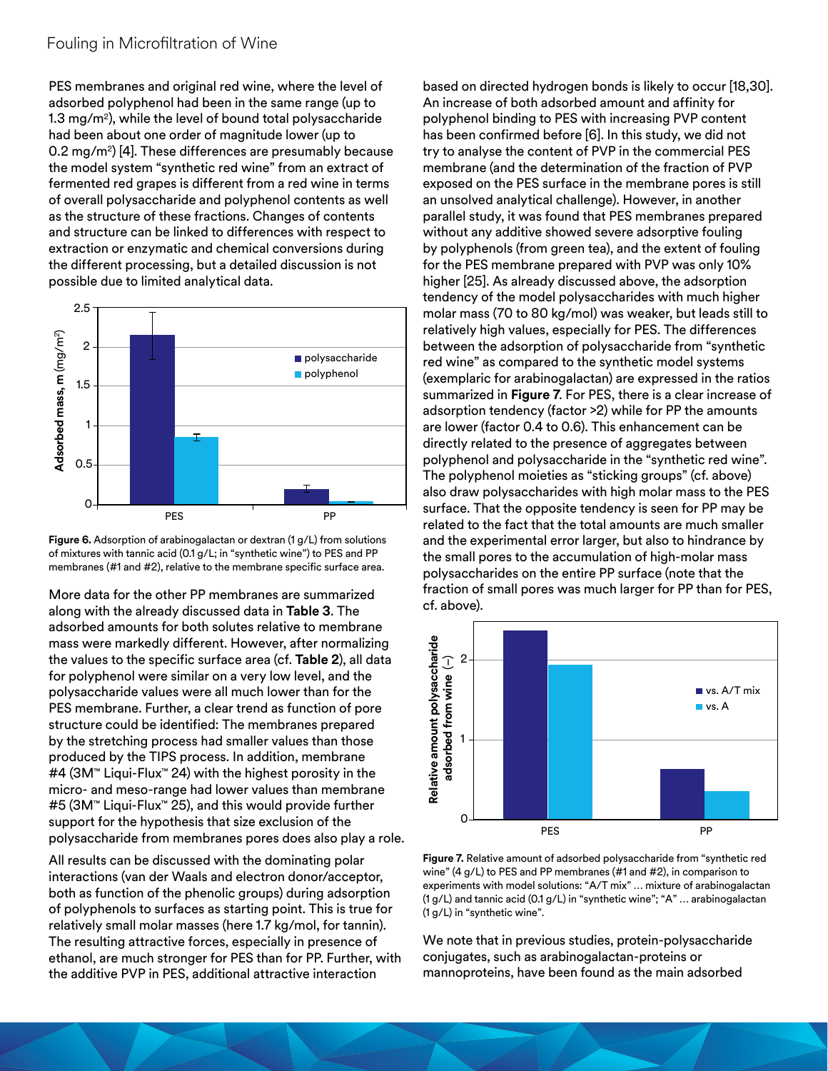PES membranes and original red wine, where the level of adsorbed polyphenol had been in the same range (up to 1.3 mg/m$^2$), while the level of bound total polysaccharide had been about one order of magnitude lower (up to 0.2 mg/m$^2$) [4]. These differences are presumably because the model system "synthetic red wine" from an extract of fermented red grapes is different from a red wine in terms of overall polysaccharide and polyphenol contents as well as the structure of these fractions. Changes of contents and structure can be linked to differences with respect to extraction or enzymatic and chemical conversions during the different processing, but a detailed discussion is not possible due to limited analytical data.

**Figure 6.** Adsorption of arabinogalactan or dextran (1 g/L) from solutions of mixtures with tannic acid (0.1 g/L; in "synthetic wine") to PES and PP membranes (#1 and #2), relative to the membrane specific surface area.

More data for the other PP membranes are summarized along with the already discussed data in **Table 3**. The adsorbed amounts for both solutes relative to membrane mass were markedly different. However, after normalizing the values to the specific surface area (cf. **Table 2**), all data for polyphenol were similar on a very low level, and the polysaccharide values were all much lower than for the PES membrane. Further, a clear trend as function of pore structure could be identified: The membranes prepared by the stretching process had smaller values than those produced by the TIPS process. In addition, membrane #4 (3M™ Liqui-Flux™ 24) with the highest porosity in the micro- and meso-range had lower values than membrane #5 (3M™ Liqui-Flux™ 25), and this would provide further support for the hypothesis that size exclusion of the polysaccharide from membranes pores does also play a role.

All results can be discussed with the dominating polar interactions (van der Waals and electron donor/acceptor, both as function of the phenolic groups) during adsorption of polyphenols to surfaces as starting point. This is true for relatively small molar masses (here 1.7 kg/mol, for tannin). The resulting attractive forces, especially in presence of ethanol, are much stronger for PES than for PP. Further, with the additive PVP in PES, additional attractive interaction based on directed hydrogen bonds is likely to occur [18,30]. An increase of both adsorbed amount and affinity for polyphenol binding to PES with increasing PVP content has been confirmed before [6]. In this study, we did not try to analyse the content of PVP in the commercial PES membrane (and the determination of the fraction of PVP exposed on the PES surface in the membrane pores is still an unsolved analytical challenge). However, in another parallel study, it was found that PES membranes prepared without any additive showed severe adsorptive fouling by polyphenols (from green tea), and the extent of fouling for the PES membrane prepared with PVP was only 10% higher [25]. As already discussed above, the adsorption tendency of the model polysaccharides with much higher molar mass (70 to 80 kg/mol) was weaker, but leads still to relatively high values, especially for PES. The differences between the adsorption of polysaccharide from "synthetic red wine" as compared to the synthetic model systems (exemplaric for arabinogalactan) are expressed in the ratios summarized in **Figure 7**. For PES, there is a clear increase of adsorption tendency (factor >2) while for PP the amounts are lower (factor 0.4 to 0.6). This enhancement can be directly related to the presence of aggregates between polyphenol and polysaccharide in the "synthetic red wine". The polyphenol moieties as "sticking groups" (cf. above) also draw polysaccharides with high molar mass to the PES surface. That the opposite tendency is seen for PP may be related to the fact that the total amounts are much smaller and the experimental error larger, but also to hindrance by the small pores to the accumulation of high-molar mass polysaccharides on the entire PP surface (note that the fraction of small pores was much larger for PP than for PES, cf. above).

**Figure 7.** Relative amount of adsorbed polysaccharide from "synthetic red wine" (4 g/L) to PES and PP membranes (#1 and #2), in comparison to experiments with model solutions: "A/T mix" … mixture of arabinogalactan (1 g/L) and tannic acid (0.1 g/L) in "synthetic wine"; "A" … arabinogalactan (1 g/L) in "synthetic wine".

We note that in previous studies, protein-polysaccharide conjugates, such as arabinogalactan-proteins or mannoproteins, have been found as the main adsorbed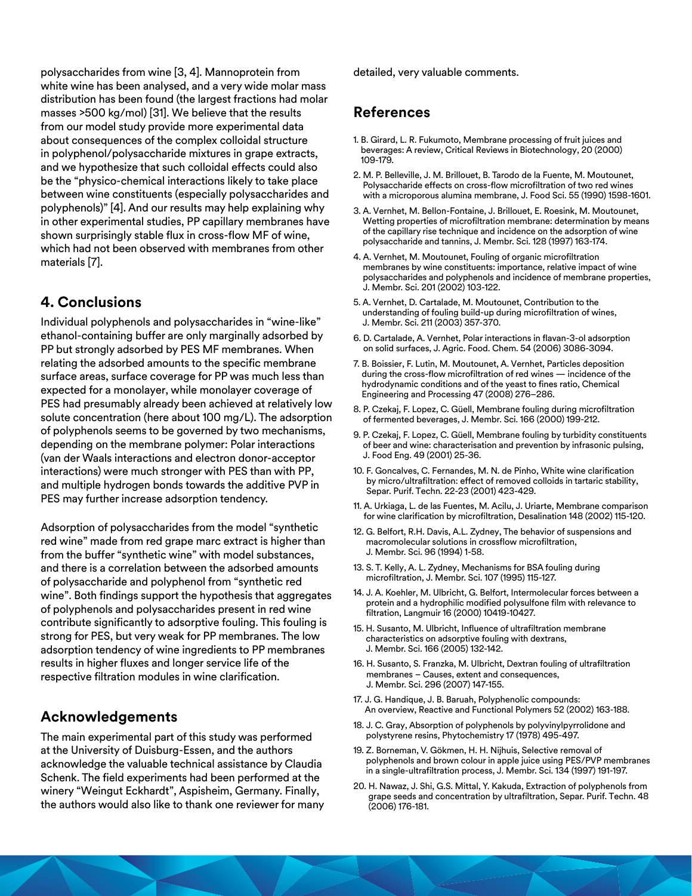polysaccharides from wine [3, 4]. Mannoprotein from white wine has been analysed, and a very wide molar mass distribution has been found (the largest fractions had molar masses >500 kg/mol) [31]. We believe that the results from our model study provide more experimental data about consequences of the complex colloidal structure in polyphenol/polysaccharide mixtures in grape extracts, and we hypothesize that such colloidal effects could also be the "physico-chemical interactions likely to take place between wine constituents (especially polysaccharides and polyphenols)" [4]. And our results may help explaining why in other experimental studies, PP capillary membranes have shown surprisingly stable flux in cross-flow MF of wine, which had not been observed with membranes from other materials [7].

## 4. Conclusions

Individual polyphenols and polysaccharides in "wine-like" ethanol-containing buffer are only marginally adsorbed by PP but strongly adsorbed by PES MF membranes. When relating the adsorbed amounts to the specific membrane surface areas, surface coverage for PP was much less than expected for a monolayer, while monolayer coverage of PES had presumably already been achieved at relatively low solute concentration (here about 100 mg/L). The adsorption of polyphenols seems to be governed by two mechanisms, depending on the membrane polymer: Polar interactions (van der Waals interactions and electron donor-acceptor interactions) were much stronger with PES than with PP, and multiple hydrogen bonds towards the additive PVP in PES may further increase adsorption tendency.

Adsorption of polysaccharides from the model "synthetic red wine" made from red grape marc extract is higher than from the buffer "synthetic wine" with model substances, and there is a correlation between the adsorbed amounts of polysaccharide and polyphenol from "synthetic red wine". Both findings support the hypothesis that aggregates of polyphenols and polysaccharides present in red wine contribute significantly to adsorptive fouling. This fouling is strong for PES, but very weak for PP membranes. The low adsorption tendency of wine ingredients to PP membranes results in higher fluxes and longer service life of the respective filtration modules in wine clarification.

## Acknowledgements

The main experimental part of this study was performed at the University of Duisburg-Essen, and the authors acknowledge the valuable technical assistance by Claudia Schenk. The field experiments had been performed at the winery "Weingut Eckhardt", Aspisheim, Germany. Finally, the authors would also like to thank one reviewer for many detailed, very valuable comments.

## References

1. B. Girard, L. R. Fukumoto, Membrane processing of fruit juices and beverages: A review, Critical Reviews in Biotechnology, 20 (2000) 109-179.
2. M. P. Belleville, J. M. Brillouet, B. Tarodo de la Fuente, M. Moutounet, Polysaccharide effects on cross-flow microfiltration of two red wines with a microporous alumina membrane, J. Food Sci. 55 (1990) 1598-1601.
3. A. Vernhet, M. Bellon-Fontaine, J. Brillouet, E. Roesink, M. Moutounet, Wetting properties of microfiltration membrane: determination by means of the capillary rise technique and incidence on the adsorption of wine polysaccharide and tannins, J. Membr. Sci. 128 (1997) 163-174.
4. A. Vernhet, M. Moutounet, Fouling of organic microfiltration membranes by wine constituents: importance, relative impact of wine polysaccharides and polyphenols and incidence of membrane properties, J. Membr. Sci. 201 (2002) 103-122.
5. A. Vernhet, D. Cartalade, M. Moutounet, Contribution to the understanding of fouling build-up during microfiltration of wines, J. Membr. Sci. 211 (2003) 357-370.
6. D. Cartalade, A. Vernhet, Polar interactions in flavan-3-ol adsorption on solid surfaces, J. Agric. Food. Chem. 54 (2006) 3086-3094.
7. B. Boissier, F. Lutin, M. Moutounet, A. Vernhet, Particles deposition during the cross-flow microfiltration of red wines — incidence of the hydrodynamic conditions and of the yeast to fines ratio, Chemical Engineering and Processing 47 (2008) 276–286.
8. P. Czekaj, F. Lopez, C. Güell, Membrane fouling during microfiltration of fermented beverages, J. Membr. Sci. 166 (2000) 199-212.
9. P. Czekaj, F. Lopez, C. Güell, Membrane fouling by turbidity constituents of beer and wine: characterisation and prevention by infrasonic pulsing, J. Food Eng. 49 (2001) 25-36.
10. F. Goncalves, C. Fernandes, M. N. de Pinho, White wine clarification by micro/ultrafiltration: effect of removed colloids in tartaric stability, Separ. Purif. Techn. 22-23 (2001) 423-429.
11. A. Urkiaga, L. de las Fuentes, M. Acilu, J. Uriarte, Membrane comparison for wine clarification by microfiltration, Desalination 148 (2002) 115-120.
12. G. Belfort, R.H. Davis, A.L. Zydney, The behavior of suspensions and macromolecular solutions in crossflow microfiltration, J. Membr. Sci. 96 (1994) 1-58.
13. S. T. Kelly, A. L. Zydney, Mechanisms for BSA fouling during microfiltration, J. Membr. Sci. 107 (1995) 115-127.
14. J. A. Koehler, M. Ulbricht, G. Belfort, Intermolecular forces between a protein and a hydrophilic modified polysulfone film with relevance to filtration, Langmuir 16 (2000) 10419-10427.
15. H. Susanto, M. Ulbricht, Influence of ultrafiltration membrane characteristics on adsorptive fouling with dextrans, J. Membr. Sci. 166 (2005) 132-142.
16. H. Susanto, S. Franzka, M. Ulbricht, Dextran fouling of ultrafiltration membranes – Causes, extent and consequences, J. Membr. Sci. 296 (2007) 147-155.
17. J. G. Handique, J. B. Baruah, Polyphenolic compounds: An overview, Reactive and Functional Polymers 52 (2002) 163-188.
18. J. C. Gray, Absorption of polyphenols by polyvinylpyrrolidone and polystyrene resins, Phytochemistry 17 (1978) 495-497.
19. Z. Borneman, V. Gökmen, H. H. Nijhuis, Selective removal of polyphenols and brown colour in apple juice using PES/PVP membranes in a single-ultrafiltration process, J. Membr. Sci. 134 (1997) 191-197.
20. H. Nawaz, J. Shi, G.S. Mittal, Y. Kakuda, Extraction of polyphenols from grape seeds and concentration by ultrafiltration, Separ. Purif. Techn. 48 (2006) 176-181.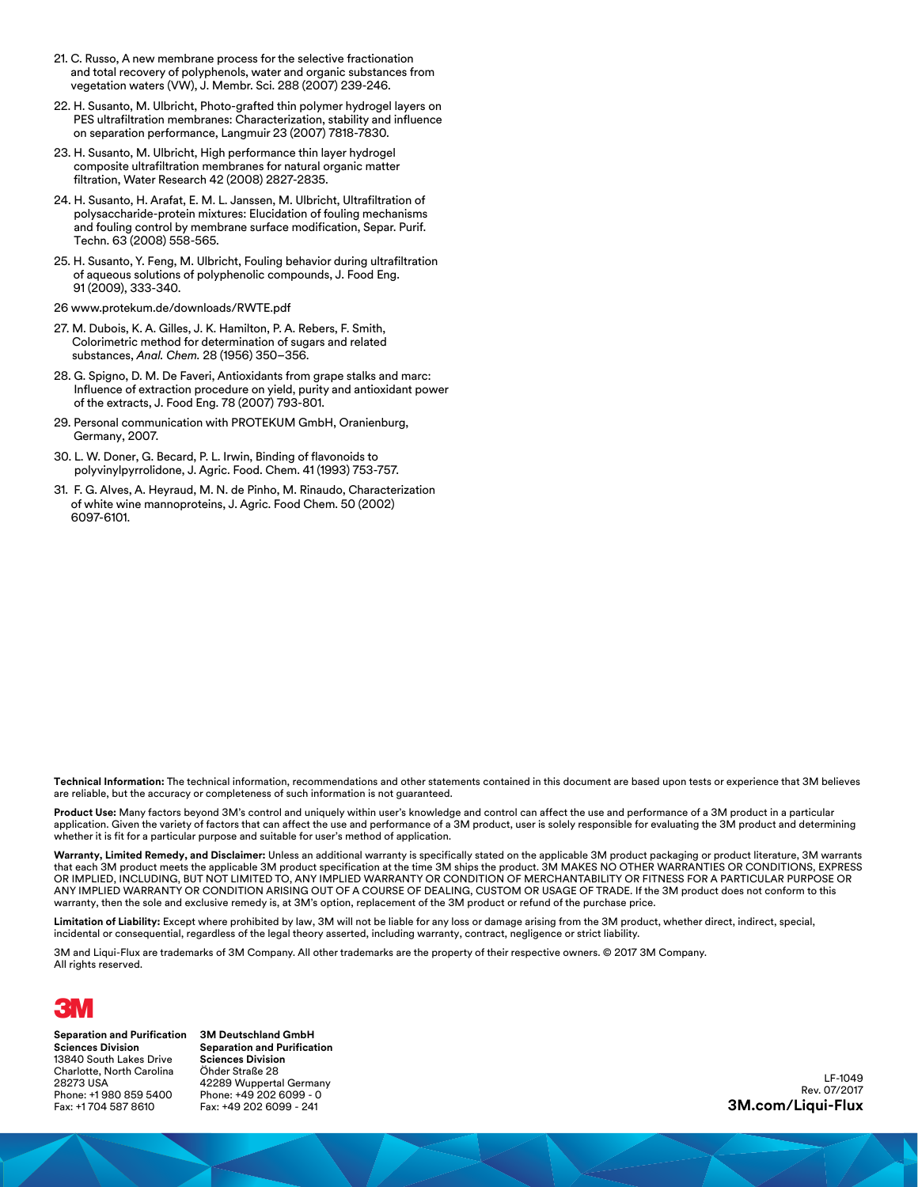21. C. Russo, A new membrane process for the selective fractionation and total recovery of polyphenols, water and organic substances from vegetation waters (VW), J. Membr. Sci. 288 (2007) 239-246.
22. H. Susanto, M. Ulbricht, Photo-grafted thin polymer hydrogel layers on PES ultrafiltration membranes: Characterization, stability and influence on separation performance, Langmuir 23 (2007) 7818-7830.
23. H. Susanto, M. Ulbricht, High performance thin layer hydrogel composite ultrafiltration membranes for natural organic matter filtration, Water Research 42 (2008) 2827-2835.
24. H. Susanto, H. Arafat, E. M. L. Janssen, M. Ulbricht, Ultrafiltration of polysaccharide-protein mixtures: Elucidation of fouling mechanisms and fouling control by membrane surface modification, Separ. Purif. Techn. 63 (2008) 558-565.
25. H. Susanto, Y. Feng, M. Ulbricht, Fouling behavior during ultrafiltration of aqueous solutions of polyphenolic compounds, J. Food Eng. 91 (2009), 333-340.

26 www.protekum.de/downloads/RWTE.pdf

27. M. Dubois, K. A. Gilles, J. K. Hamilton, P. A. Rebers, F. Smith, Colorimetric method for determination of sugars and related substances, *Anal. Chem.* 28 (1956) 350–356.
28. G. Spigno, D. M. De Faveri, Antioxidants from grape stalks and marc: Influence of extraction procedure on yield, purity and antioxidant power of the extracts, J. Food Eng. 78 (2007) 793-801.
29. Personal communication with PROTEKUM GmbH, Oranienburg, Germany, 2007.
30. L. W. Doner, G. Becard, P. L. Irwin, Binding of flavonoids to polyvinylpyrrolidone, J. Agric. Food. Chem. 41 (1993) 753-757.
31. F. G. Alves, A. Heyraud, M. N. de Pinho, M. Rinaudo, Characterization of white wine mannoproteins, J. Agric. Food Chem. 50 (2002) 6097-6101.

**Technical Information:** The technical information, recommendations and other statements contained in this document are based upon tests or experience that 3M believes are reliable, but the accuracy or completeness of such information is not guaranteed.

**Product Use:** Many factors beyond 3M's control and uniquely within user's knowledge and control can affect the use and performance of a 3M product in a particular application. Given the variety of factors that can affect the use and performance of a 3M product, user is solely responsible for evaluating the 3M product and determining whether it is fit for a particular purpose and suitable for user's method of application.

**Warranty, Limited Remedy, and Disclaimer:** Unless an additional warranty is specifically stated on the applicable 3M product packaging or product literature, 3M warrants that each 3M product meets the applicable 3M product specification at the time 3M ships the product. 3M MAKES NO OTHER WARRANTIES OR CONDITIONS, EXPRESS OR IMPLIED, INCLUDING, BUT NOT LIMITED TO, ANY IMPLIED WARRANTY OR CONDITION OF MERCHANTABILITY OR FITNESS FOR A PARTICULAR PURPOSE OR ANY IMPLIED WARRANTY OR CONDITION ARISING OUT OF A COURSE OF DEALING, CUSTOM OR USAGE OF TRADE. If the 3M product does not conform to this warranty, then the sole and exclusive remedy is, at 3M's option, replacement of the 3M product or refund of the purchase price.

**Limitation of Liability:** Except where prohibited by law, 3M will not be liable for any loss or damage arising from the 3M product, whether direct, indirect, special, incidental or consequential, regardless of the legal theory asserted, including warranty, contract, negligence or strict liability.

3M and Liqui-Flux are trademarks of 3M Company. All other trademarks are the property of their respective owners. © 2017 3M Company. All rights reserved.

3M

**Separation and Purification Sciences Division**
13840 South Lakes Drive
Charlotte, North Carolina
28273 USA
Phone: +1 980 859 5400
Fax: +1 704 587 8610

**3M Deutschland GmbH**
**Separation and Purification Sciences Division**
Öhder Straße 28
42289 Wuppertal Germany
Phone: +49 202 6099 - 0
Fax: +49 202 6099 - 241

LF-1049
Rev. 07/2017
**3M.com/Liqui-Flux**